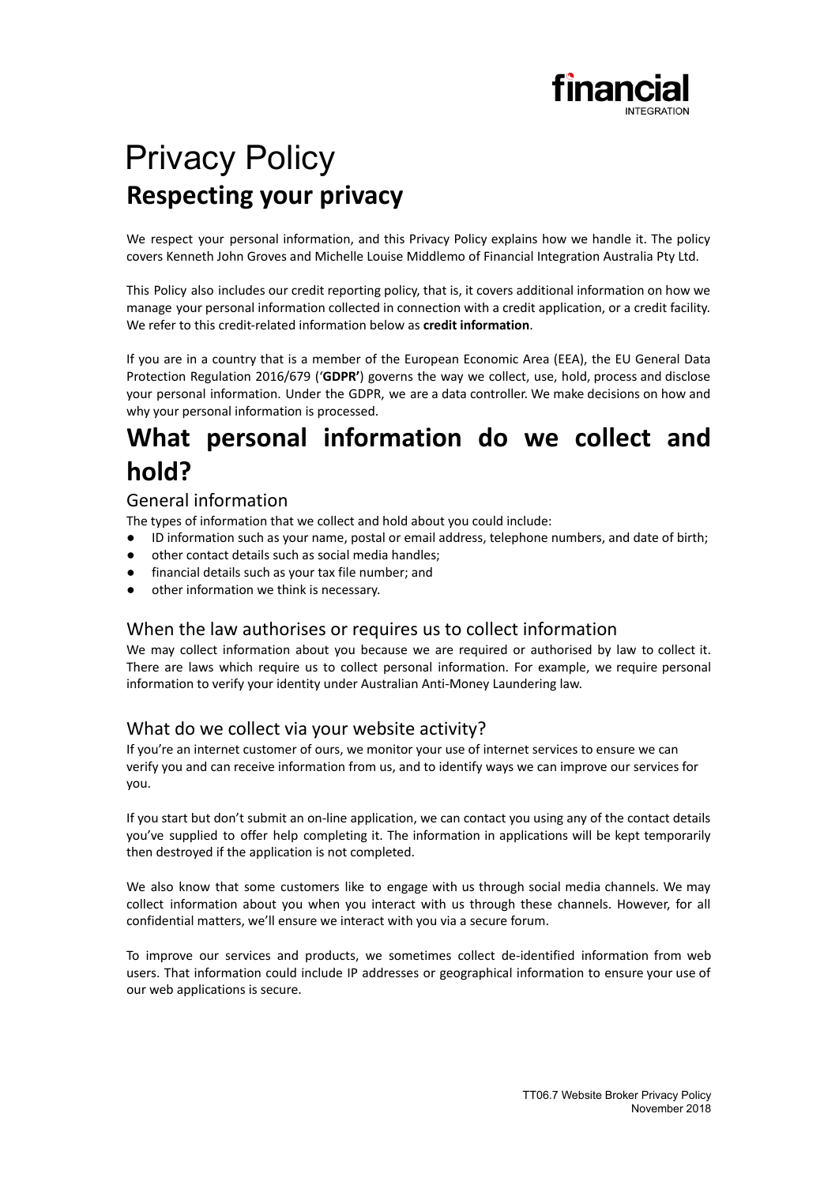# Privacy Policy

## Respecting your privacy

We respect your personal information, and this Privacy Policy explains how we handle it. The policy covers Kenneth John Groves and Michelle Louise Middlemo of Financial Integration Australia Pty Ltd.

This Policy also includes our credit reporting policy, that is, it covers additional information on how we manage your personal information collected in connection with a credit application, or a credit facility. We refer to this credit-related information below as **credit information**.

If you are in a country that is a member of the European Economic Area (EEA), the EU General Data Protection Regulation 2016/679 ('**GDPR'**) governs the way we collect, use, hold, process and disclose your personal information. Under the GDPR, we are a data controller. We make decisions on how and why your personal information is processed.

# What personal information do we collect and hold?

### General information

The types of information that we collect and hold about you could include:

- ID information such as your name, postal or email address, telephone numbers, and date of birth;
- other contact details such as social media handles;
- financial details such as your tax file number; and
- other information we think is necessary.

### When the law authorises or requires us to collect information

We may collect information about you because we are required or authorised by law to collect it. There are laws which require us to collect personal information. For example, we require personal information to verify your identity under Australian Anti-Money Laundering law.

### What do we collect via your website activity?

If you're an internet customer of ours, we monitor your use of internet services to ensure we can verify you and can receive information from us, and to identify ways we can improve our services for you.

If you start but don't submit an on-line application, we can contact you using any of the contact details you've supplied to offer help completing it. The information in applications will be kept temporarily then destroyed if the application is not completed.

We also know that some customers like to engage with us through social media channels. We may collect information about you when you interact with us through these channels. However, for all confidential matters, we'll ensure we interact with you via a secure forum.

To improve our services and products, we sometimes collect de-identified information from web users. That information could include IP addresses or geographical information to ensure your use of our web applications is secure.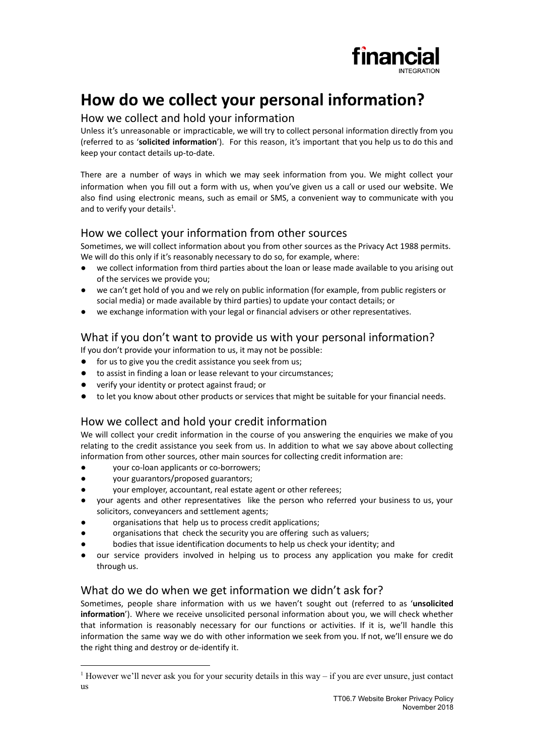# How do we collect your personal information?

## How we collect and hold your information

Unless it's unreasonable or impracticable, we will try to collect personal information directly from you (referred to as '**solicited information**'). For this reason, it's important that you help us to do this and keep your contact details up-to-date.

There are a number of ways in which we may seek information from you. We might collect your information when you fill out a form with us, when you've given us a call or used our website. We also find using electronic means, such as email or SMS, a convenient way to communicate with you and to verify your details[1].

## How we collect your information from other sources

Sometimes, we will collect information about you from other sources as the Privacy Act 1988 permits. We will do this only if it's reasonably necessary to do so, for example, where:

- we collect information from third parties about the loan or lease made available to you arising out of the services we provide you;
- we can't get hold of you and we rely on public information (for example, from public registers or social media) or made available by third parties) to update your contact details; or
- we exchange information with your legal or financial advisers or other representatives.

## What if you don't want to provide us with your personal information?

If you don't provide your information to us, it may not be possible:

- for us to give you the credit assistance you seek from us;
- to assist in finding a loan or lease relevant to your circumstances;
- verify your identity or protect against fraud; or
- to let you know about other products or services that might be suitable for your financial needs.

## How we collect and hold your credit information

We will collect your credit information in the course of you answering the enquiries we make of you relating to the credit assistance you seek from us. In addition to what we say above about collecting information from other sources, other main sources for collecting credit information are:

- your co-loan applicants or co-borrowers;
- your guarantors/proposed guarantors;
- your employer, accountant, real estate agent or other referees;
- your agents and other representatives like the person who referred your business to us, your solicitors, conveyancers and settlement agents;
- organisations that help us to process credit applications;
- organisations that check the security you are offering such as valuers;
- bodies that issue identification documents to help us check your identity; and
- our service providers involved in helping us to process any application you make for credit through us.

## What do we do when we get information we didn't ask for?

Sometimes, people share information with us we haven't sought out (referred to as '**unsolicited information**'). Where we receive unsolicited personal information about you, we will check whether that information is reasonably necessary for our functions or activities. If it is, we'll handle this information the same way we do with other information we seek from you. If not, we'll ensure we do the right thing and destroy or de-identify it.

---

[1] However we'll never ask you for your security details in this way – if you are ever unsure, just contact us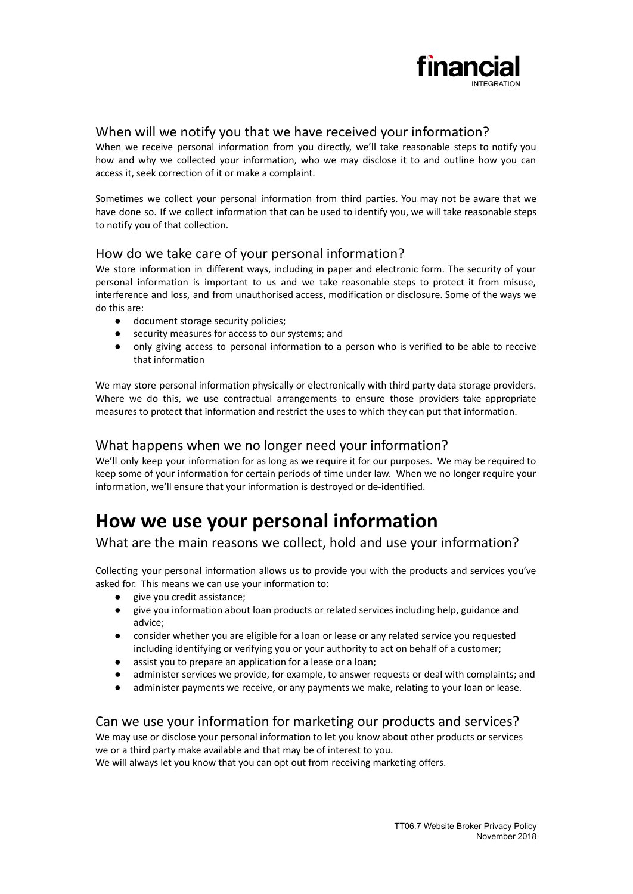## When will we notify you that we have received your information?

When we receive personal information from you directly, we'll take reasonable steps to notify you how and why we collected your information, who we may disclose it to and outline how you can access it, seek correction of it or make a complaint.

Sometimes we collect your personal information from third parties. You may not be aware that we have done so. If we collect information that can be used to identify you, we will take reasonable steps to notify you of that collection.

## How do we take care of your personal information?

We store information in different ways, including in paper and electronic form. The security of your personal information is important to us and we take reasonable steps to protect it from misuse, interference and loss, and from unauthorised access, modification or disclosure. Some of the ways we do this are:

- document storage security policies;
- security measures for access to our systems; and
- only giving access to personal information to a person who is verified to be able to receive that information

We may store personal information physically or electronically with third party data storage providers. Where we do this, we use contractual arrangements to ensure those providers take appropriate measures to protect that information and restrict the uses to which they can put that information.

## What happens when we no longer need your information?

We'll only keep your information for as long as we require it for our purposes. We may be required to keep some of your information for certain periods of time under law. When we no longer require your information, we'll ensure that your information is destroyed or de-identified.

# How we use your personal information

## What are the main reasons we collect, hold and use your information?

Collecting your personal information allows us to provide you with the products and services you've asked for. This means we can use your information to:

- give you credit assistance;
- give you information about loan products or related services including help, guidance and advice;
- consider whether you are eligible for a loan or lease or any related service you requested including identifying or verifying you or your authority to act on behalf of a customer;
- assist you to prepare an application for a lease or a loan;
- administer services we provide, for example, to answer requests or deal with complaints; and
- administer payments we receive, or any payments we make, relating to your loan or lease.

## Can we use your information for marketing our products and services?

We may use or disclose your personal information to let you know about other products or services we or a third party make available and that may be of interest to you.
We will always let you know that you can opt out from receiving marketing offers.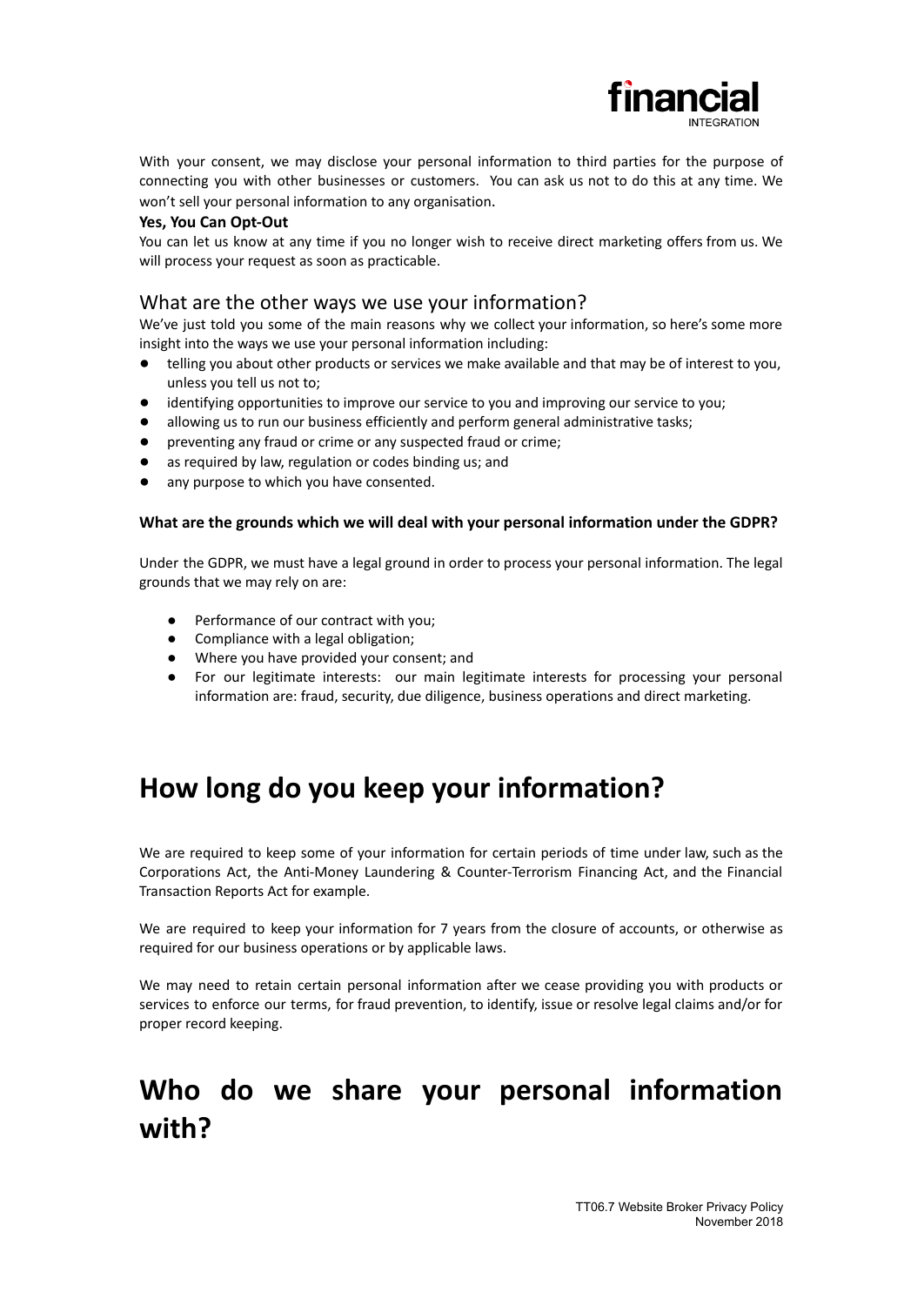With your consent, we may disclose your personal information to third parties for the purpose of connecting you with other businesses or customers. You can ask us not to do this at any time. We won't sell your personal information to any organisation.

**Yes, You Can Opt-Out**

You can let us know at any time if you no longer wish to receive direct marketing offers from us. We will process your request as soon as practicable.

### What are the other ways we use your information?

We've just told you some of the main reasons why we collect your information, so here's some more insight into the ways we use your personal information including:

- telling you about other products or services we make available and that may be of interest to you, unless you tell us not to;
- identifying opportunities to improve our service to you and improving our service to you;
- allowing us to run our business efficiently and perform general administrative tasks;
- preventing any fraud or crime or any suspected fraud or crime;
- as required by law, regulation or codes binding us; and
- any purpose to which you have consented.

**What are the grounds which we will deal with your personal information under the GDPR?**

Under the GDPR, we must have a legal ground in order to process your personal information. The legal grounds that we may rely on are:

- Performance of our contract with you;
- Compliance with a legal obligation;
- Where you have provided your consent; and
- For our legitimate interests: our main legitimate interests for processing your personal information are: fraud, security, due diligence, business operations and direct marketing.

## How long do you keep your information?

We are required to keep some of your information for certain periods of time under law, such as the Corporations Act, the Anti-Money Laundering & Counter-Terrorism Financing Act, and the Financial Transaction Reports Act for example.

We are required to keep your information for 7 years from the closure of accounts, or otherwise as required for our business operations or by applicable laws.

We may need to retain certain personal information after we cease providing you with products or services to enforce our terms, for fraud prevention, to identify, issue or resolve legal claims and/or for proper record keeping.

## Who do we share your personal information with?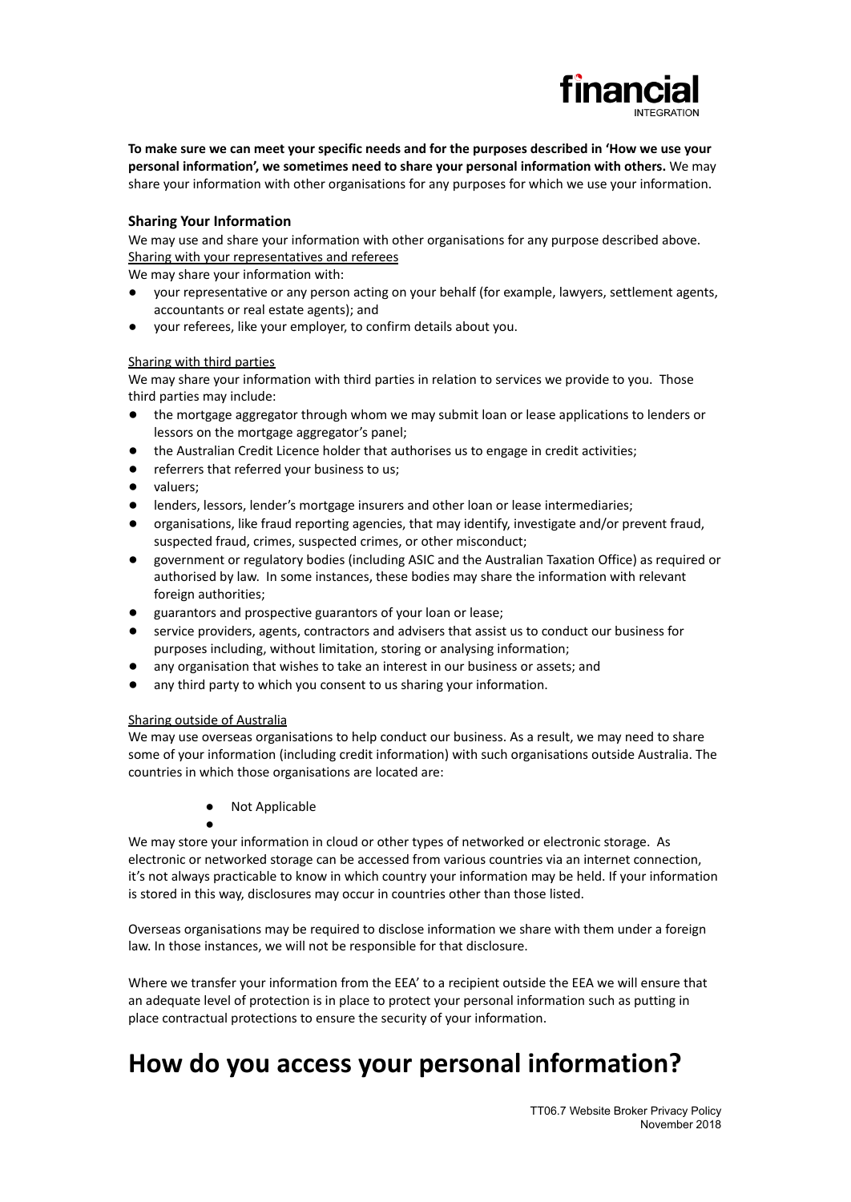**To make sure we can meet your specific needs and for the purposes described in 'How we use your personal information', we sometimes need to share your personal information with others.** We may share your information with other organisations for any purposes for which we use your information.

### Sharing Your Information

We may use and share your information with other organisations for any purpose described above.

Sharing with your representatives and referees

We may share your information with:

- your representative or any person acting on your behalf (for example, lawyers, settlement agents, accountants or real estate agents); and
- your referees, like your employer, to confirm details about you.

Sharing with third parties

We may share your information with third parties in relation to services we provide to you. Those third parties may include:

- the mortgage aggregator through whom we may submit loan or lease applications to lenders or lessors on the mortgage aggregator's panel;
- the Australian Credit Licence holder that authorises us to engage in credit activities;
- referrers that referred your business to us;
- valuers;
- lenders, lessors, lender's mortgage insurers and other loan or lease intermediaries;
- organisations, like fraud reporting agencies, that may identify, investigate and/or prevent fraud, suspected fraud, crimes, suspected crimes, or other misconduct;
- government or regulatory bodies (including ASIC and the Australian Taxation Office) as required or authorised by law. In some instances, these bodies may share the information with relevant foreign authorities;
- guarantors and prospective guarantors of your loan or lease;
- service providers, agents, contractors and advisers that assist us to conduct our business for purposes including, without limitation, storing or analysing information;
- any organisation that wishes to take an interest in our business or assets; and
- any third party to which you consent to us sharing your information.

Sharing outside of Australia

We may use overseas organisations to help conduct our business. As a result, we may need to share some of your information (including credit information) with such organisations outside Australia. The countries in which those organisations are located are:

- Not Applicable
-

We may store your information in cloud or other types of networked or electronic storage. As electronic or networked storage can be accessed from various countries via an internet connection, it's not always practicable to know in which country your information may be held. If your information is stored in this way, disclosures may occur in countries other than those listed.

Overseas organisations may be required to disclose information we share with them under a foreign law. In those instances, we will not be responsible for that disclosure.

Where we transfer your information from the EEA' to a recipient outside the EEA we will ensure that an adequate level of protection is in place to protect your personal information such as putting in place contractual protections to ensure the security of your information.

# How do you access your personal information?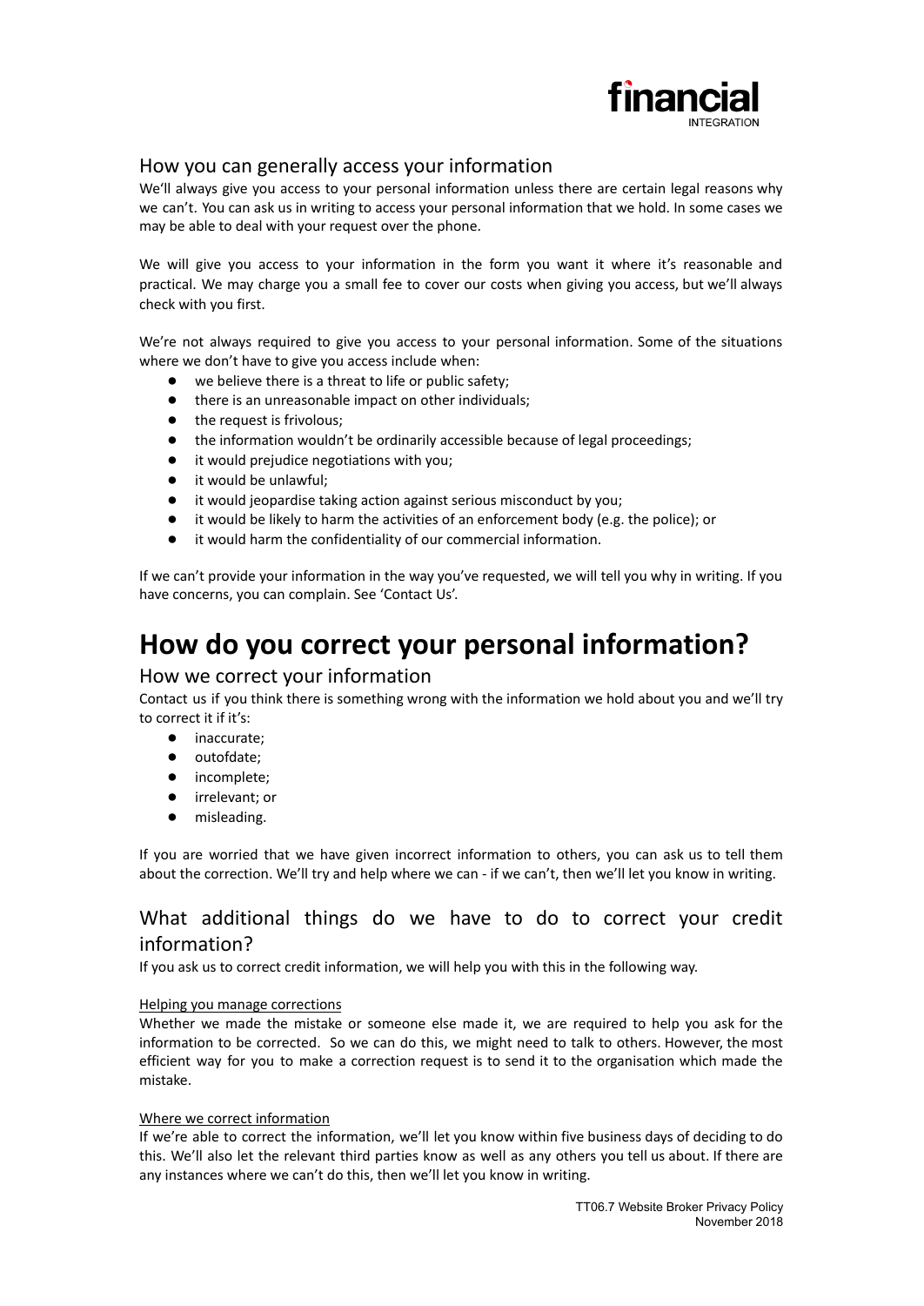## How you can generally access your information

We'll always give you access to your personal information unless there are certain legal reasons why we can't. You can ask us in writing to access your personal information that we hold. In some cases we may be able to deal with your request over the phone.

We will give you access to your information in the form you want it where it's reasonable and practical. We may charge you a small fee to cover our costs when giving you access, but we'll always check with you first.

We're not always required to give you access to your personal information. Some of the situations where we don't have to give you access include when:

- we believe there is a threat to life or public safety;
- there is an unreasonable impact on other individuals;
- the request is frivolous;
- the information wouldn't be ordinarily accessible because of legal proceedings;
- it would prejudice negotiations with you;
- it would be unlawful;
- it would jeopardise taking action against serious misconduct by you;
- it would be likely to harm the activities of an enforcement body (e.g. the police); or
- it would harm the confidentiality of our commercial information.

If we can't provide your information in the way you've requested, we will tell you why in writing. If you have concerns, you can complain. See 'Contact Us'.

# How do you correct your personal information?

## How we correct your information

Contact us if you think there is something wrong with the information we hold about you and we'll try to correct it if it's:

- inaccurate;
- outofdate;
- incomplete;
- irrelevant; or
- misleading.

If you are worried that we have given incorrect information to others, you can ask us to tell them about the correction. We'll try and help where we can - if we can't, then we'll let you know in writing.

## What additional things do we have to do to correct your credit information?

If you ask us to correct credit information, we will help you with this in the following way.

Helping you manage corrections

Whether we made the mistake or someone else made it, we are required to help you ask for the information to be corrected. So we can do this, we might need to talk to others. However, the most efficient way for you to make a correction request is to send it to the organisation which made the mistake.

Where we correct information

If we're able to correct the information, we'll let you know within five business days of deciding to do this. We'll also let the relevant third parties know as well as any others you tell us about. If there are any instances where we can't do this, then we'll let you know in writing.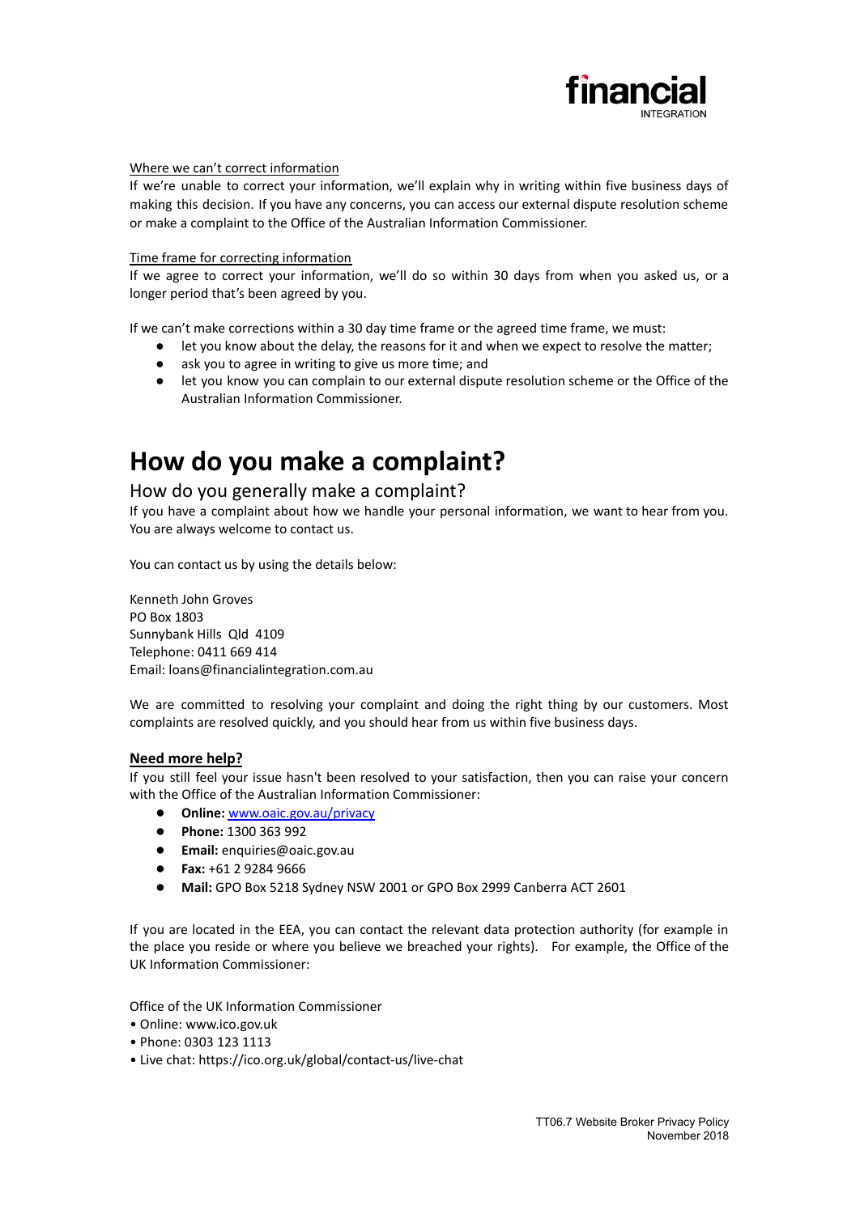Where we can't correct information

If we're unable to correct your information, we'll explain why in writing within five business days of making this decision. If you have any concerns, you can access our external dispute resolution scheme or make a complaint to the Office of the Australian Information Commissioner.

Time frame for correcting information

If we agree to correct your information, we'll do so within 30 days from when you asked us, or a longer period that's been agreed by you.

If we can't make corrections within a 30 day time frame or the agreed time frame, we must:

- let you know about the delay, the reasons for it and when we expect to resolve the matter;
- ask you to agree in writing to give us more time; and
- let you know you can complain to our external dispute resolution scheme or the Office of the Australian Information Commissioner.

# How do you make a complaint?

## How do you generally make a complaint?

If you have a complaint about how we handle your personal information, we want to hear from you. You are always welcome to contact us.

You can contact us by using the details below:

Kenneth John Groves
PO Box 1803
Sunnybank Hills Qld 4109
Telephone: 0411 669 414
Email: loans@financialintegration.com.au

We are committed to resolving your complaint and doing the right thing by our customers. Most complaints are resolved quickly, and you should hear from us within five business days.

**Need more help?**

If you still feel your issue hasn't been resolved to your satisfaction, then you can raise your concern with the Office of the Australian Information Commissioner:

- **Online:** www.oaic.gov.au/privacy
- **Phone:** 1300 363 992
- **Email:** enquiries@oaic.gov.au
- **Fax:** +61 2 9284 9666
- **Mail:** GPO Box 5218 Sydney NSW 2001 or GPO Box 2999 Canberra ACT 2601

If you are located in the EEA, you can contact the relevant data protection authority (for example in the place you reside or where you believe we breached your rights). For example, the Office of the UK Information Commissioner:

Office of the UK Information Commissioner

- Online: www.ico.gov.uk
- Phone: 0303 123 1113
- Live chat: https://ico.org.uk/global/contact-us/live-chat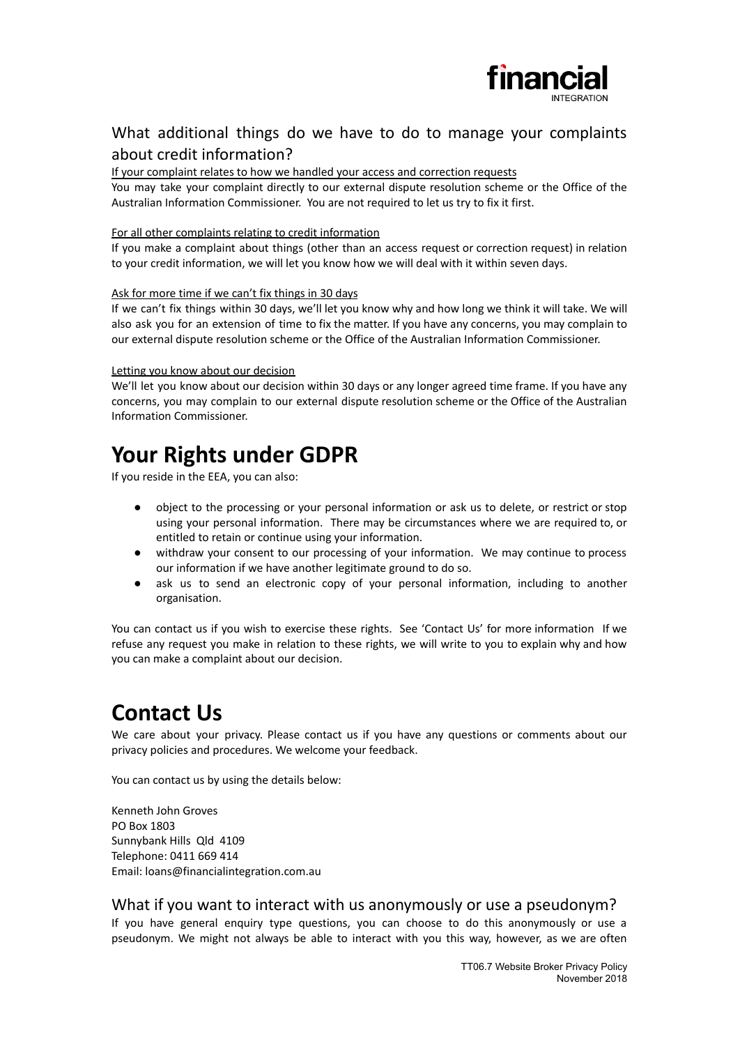## What additional things do we have to do to manage your complaints about credit information?

<u>If your complaint relates to how we handled your access and correction requests</u>

You may take your complaint directly to our external dispute resolution scheme or the Office of the Australian Information Commissioner. You are not required to let us try to fix it first.

<u>For all other complaints relating to credit information</u>

If you make a complaint about things (other than an access request or correction request) in relation to your credit information, we will let you know how we will deal with it within seven days.

<u>Ask for more time if we can't fix things in 30 days</u>

If we can't fix things within 30 days, we'll let you know why and how long we think it will take. We will also ask you for an extension of time to fix the matter. If you have any concerns, you may complain to our external dispute resolution scheme or the Office of the Australian Information Commissioner.

<u>Letting you know about our decision</u>

We'll let you know about our decision within 30 days or any longer agreed time frame. If you have any concerns, you may complain to our external dispute resolution scheme or the Office of the Australian Information Commissioner.

# Your Rights under GDPR

If you reside in the EEA, you can also:

- object to the processing or your personal information or ask us to delete, or restrict or stop using your personal information. There may be circumstances where we are required to, or entitled to retain or continue using your information.
- withdraw your consent to our processing of your information. We may continue to process our information if we have another legitimate ground to do so.
- ask us to send an electronic copy of your personal information, including to another organisation.

You can contact us if you wish to exercise these rights. See 'Contact Us' for more information If we refuse any request you make in relation to these rights, we will write to you to explain why and how you can make a complaint about our decision.

# Contact Us

We care about your privacy. Please contact us if you have any questions or comments about our privacy policies and procedures. We welcome your feedback.

You can contact us by using the details below:

Kenneth John Groves
PO Box 1803
Sunnybank Hills Qld 4109
Telephone: 0411 669 414
Email: loans@financialintegration.com.au

## What if you want to interact with us anonymously or use a pseudonym?

If you have general enquiry type questions, you can choose to do this anonymously or use a pseudonym. We might not always be able to interact with you this way, however, as we are often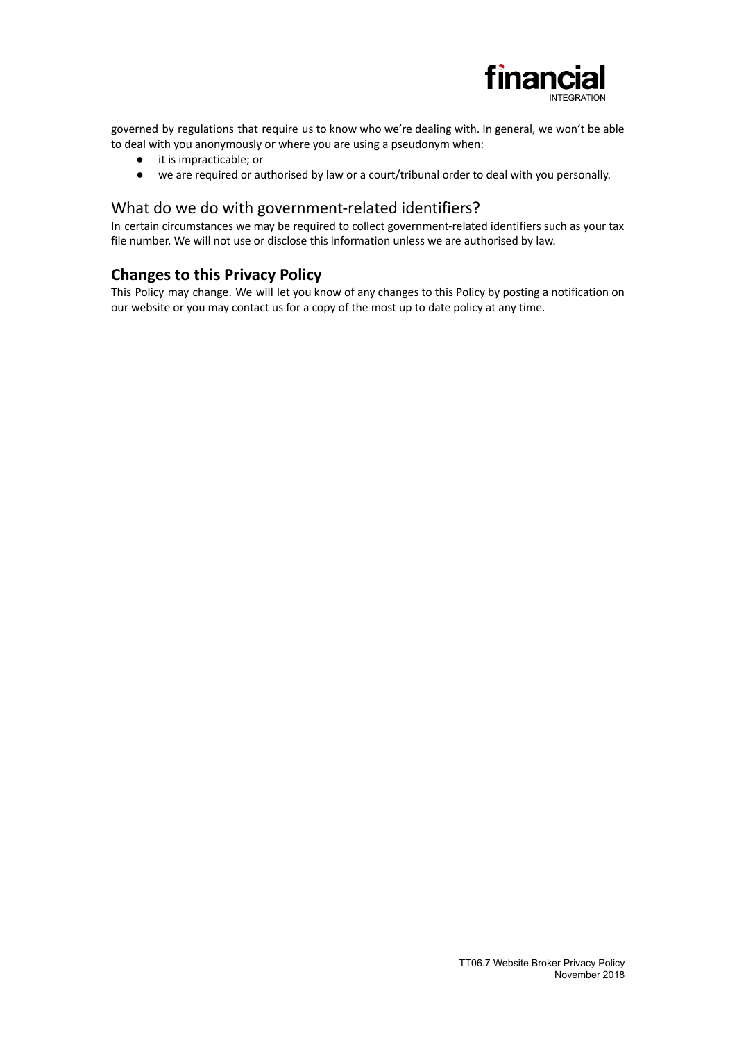governed by regulations that require us to know who we're dealing with. In general, we won't be able to deal with you anonymously or where you are using a pseudonym when:

- it is impracticable; or
- we are required or authorised by law or a court/tribunal order to deal with you personally.

## What do we do with government-related identifiers?

In certain circumstances we may be required to collect government-related identifiers such as your tax file number. We will not use or disclose this information unless we are authorised by law.

## **Changes to this Privacy Policy**

This Policy may change. We will let you know of any changes to this Policy by posting a notification on our website or you may contact us for a copy of the most up to date policy at any time.